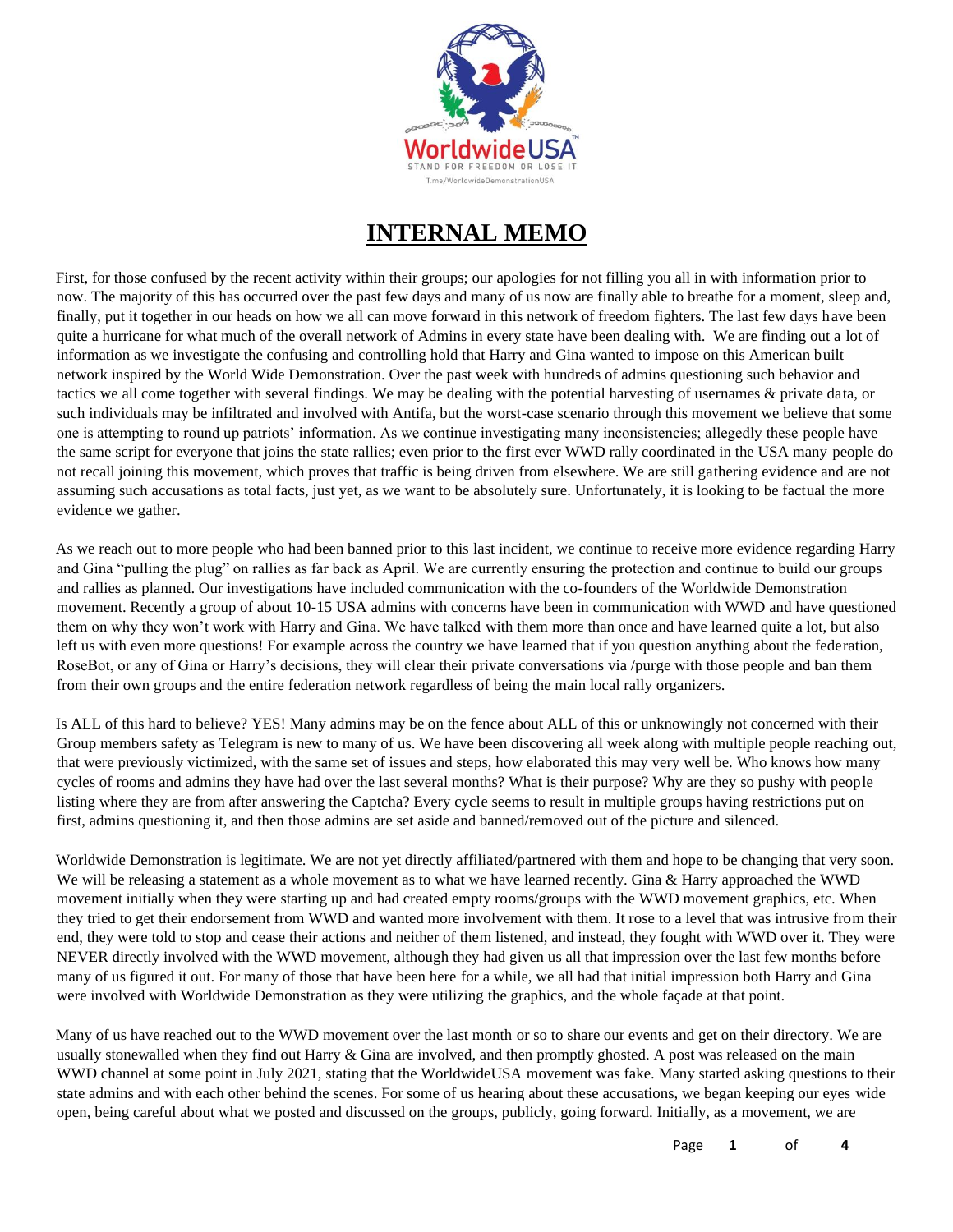# INTERNAL MEMO

First, for those confused by the recent activity within their groups; our apologies for not filling you all in with information prior to now. The majority of this has occurred over the past few days and many of us now are finally able to breathe for a moment, sleep and, finally, put it together in our heads on how we all can move forward in this network of freedom fighters. The last few days have been quite a hurricane for what much of the overall network of Admins in every state have been dealing with. We are finding out a lot of information as we investigate the confusing and controlling hold that Harry and Gina wanted to impose on this American built network inspired by the World Wide Demonstration. Over the past week with hundreds of admins questioning such behavior and tactics we all come together with several findings. We may be dealing with the potential harvesting of usernames & private data, or such individuals may be infiltrated and involved with Antifa, but the worst-case scenario through this movement we believe that some one is attempting to round up patriots' information. As we continue investigating many inconsistencies; allegedly these people have the same script for everyone that joins the state rallies; even prior to the first ever WWD rally coordinated in the USA many people do not recall joining this movement, which proves that traffic is being driven from elsewhere. We are still gathering evidence and are not assuming such accusations as total facts, just yet, as we want to be absolutely sure. Unfortunately, it is looking to be factual the more evidence we gather.

As we reach out to more people who had been banned prior to this last incident, we continue to receive more evidence regarding Harry and Gina "pulling the plug" on rallies as far back as April. We are currently ensuring the protection and continue to build our groups and rallies as planned. Our investigations have included communication with the co-founders of the Worldwide Demonstration movement. Recently a group of about 10-15 USA admins with concerns have been in communication with WWD and have questioned them on why they won't work with Harry and Gina. We have talked with them more than once and have learned quite a lot, but also left us with even more questions! For example across the country we have learned that if you question anything about the federation, RoseBot, or any of Gina or Harry's decisions, they will clear their private conversations via /purge with those people and ban them from their own groups and the entire federation network regardless of being the main local rally organizers.

Is ALL of this hard to believe? YES! Many admins may be on the fence about ALL of this or unknowingly not concerned with their Group members safety as Telegram is new to many of us. We have been discovering all week along with multiple people reaching out, that were previously victimized, with the same set of issues and steps, how elaborated this may very well be. Who knows how many cycles of rooms and admins they have had over the last several months? What is their purpose? Why are they so pushy with people listing where they are from after answering the Captcha? Every cycle seems to result in multiple groups having restrictions put on first, admins questioning it, and then those admins are set aside and banned/removed out of the picture and silenced.

Worldwide Demonstration is legitimate. We are not yet directly affiliated/partnered with them and hope to be changing that very soon. We will be releasing a statement as a whole movement as to what we have learned recently. Gina & Harry approached the WWD movement initially when they were starting up and had created empty rooms/groups with the WWD movement graphics, etc. When they tried to get their endorsement from WWD and wanted more involvement with them. It rose to a level that was intrusive from their end, they were told to stop and cease their actions and neither of them listened, and instead, they fought with WWD over it. They were NEVER directly involved with the WWD movement, although they had given us all that impression over the last few months before many of us figured it out. For many of those that have been here for a while, we all had that initial impression both Harry and Gina were involved with Worldwide Demonstration as they were utilizing the graphics, and the whole façade at that point.

Many of us have reached out to the WWD movement over the last month or so to share our events and get on their directory. We are usually stonewalled when they find out Harry & Gina are involved, and then promptly ghosted. A post was released on the main WWD channel at some point in July 2021, stating that the WorldwideUSA movement was fake. Many started asking questions to their state admins and with each other behind the scenes. For some of us hearing about these accusations, we began keeping our eyes wide open, being careful about what we posted and discussed on the groups, publicly, going forward. Initially, as a movement, we are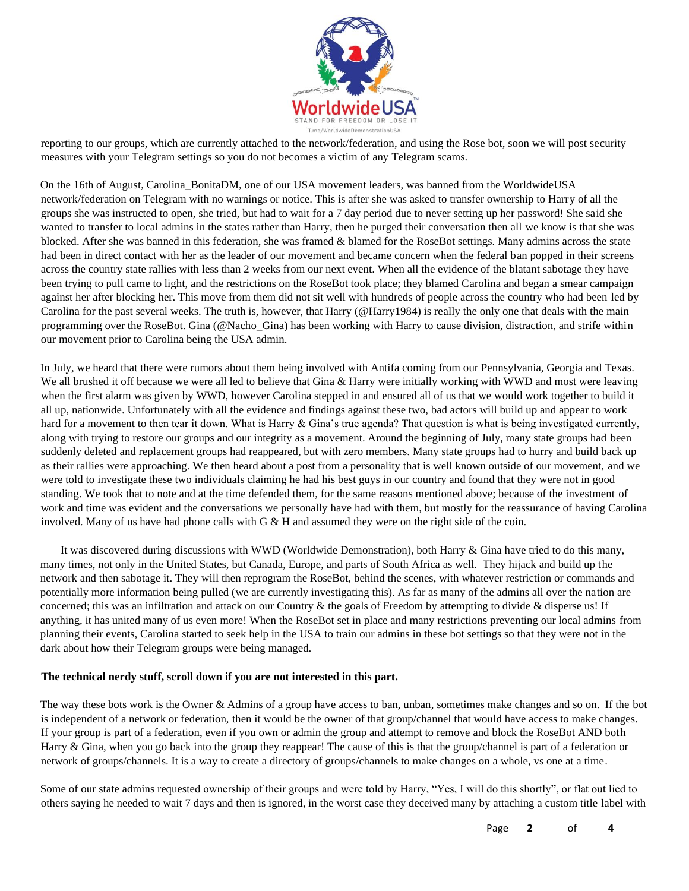reporting to our groups, which are currently attached to the network/federation, and using the Rose bot, soon we will post security measures with your Telegram settings so you do not becomes a victim of any Telegram scams.

On the 16th of August, Carolina_BonitaDM, one of our USA movement leaders, was banned from the WorldwideUSA network/federation on Telegram with no warnings or notice. This is after she was asked to transfer ownership to Harry of all the groups she was instructed to open, she tried, but had to wait for a 7 day period due to never setting up her password! She said she wanted to transfer to local admins in the states rather than Harry, then he purged their conversation then all we know is that she was blocked. After she was banned in this federation, she was framed & blamed for the RoseBot settings. Many admins across the state had been in direct contact with her as the leader of our movement and became concern when the federal ban popped in their screens across the country state rallies with less than 2 weeks from our next event. When all the evidence of the blatant sabotage they have been trying to pull came to light, and the restrictions on the RoseBot took place; they blamed Carolina and began a smear campaign against her after blocking her. This move from them did not sit well with hundreds of people across the country who had been led by Carolina for the past several weeks. The truth is, however, that Harry (@Harry1984) is really the only one that deals with the main programming over the RoseBot. Gina (@Nacho_Gina) has been working with Harry to cause division, distraction, and strife within our movement prior to Carolina being the USA admin.

In July, we heard that there were rumors about them being involved with Antifa coming from our Pennsylvania, Georgia and Texas. We all brushed it off because we were all led to believe that Gina & Harry were initially working with WWD and most were leaving when the first alarm was given by WWD, however Carolina stepped in and ensured all of us that we would work together to build it all up, nationwide. Unfortunately with all the evidence and findings against these two, bad actors will build up and appear to work hard for a movement to then tear it down. What is Harry & Gina's true agenda? That question is what is being investigated currently, along with trying to restore our groups and our integrity as a movement. Around the beginning of July, many state groups had been suddenly deleted and replacement groups had reappeared, but with zero members. Many state groups had to hurry and build back up as their rallies were approaching. We then heard about a post from a personality that is well known outside of our movement, and we were told to investigate these two individuals claiming he had his best guys in our country and found that they were not in good standing. We took that to note and at the time defended them, for the same reasons mentioned above; because of the investment of work and time was evident and the conversations we personally have had with them, but mostly for the reassurance of having Carolina involved. Many of us have had phone calls with G & H and assumed they were on the right side of the coin.

It was discovered during discussions with WWD (Worldwide Demonstration), both Harry & Gina have tried to do this many, many times, not only in the United States, but Canada, Europe, and parts of South Africa as well. They hijack and build up the network and then sabotage it. They will then reprogram the RoseBot, behind the scenes, with whatever restriction or commands and potentially more information being pulled (we are currently investigating this). As far as many of the admins all over the nation are concerned; this was an infiltration and attack on our Country & the goals of Freedom by attempting to divide & disperse us! If anything, it has united many of us even more! When the RoseBot set in place and many restrictions preventing our local admins from planning their events, Carolina started to seek help in the USA to train our admins in these bot settings so that they were not in the dark about how their Telegram groups were being managed.

**The technical nerdy stuff, scroll down if you are not interested in this part.**

The way these bots work is the Owner & Admins of a group have access to ban, unban, sometimes make changes and so on. If the bot is independent of a network or federation, then it would be the owner of that group/channel that would have access to make changes. If your group is part of a federation, even if you own or admin the group and attempt to remove and block the RoseBot AND both Harry & Gina, when you go back into the group they reappear! The cause of this is that the group/channel is part of a federation or network of groups/channels. It is a way to create a directory of groups/channels to make changes on a whole, vs one at a time.

Some of our state admins requested ownership of their groups and were told by Harry, "Yes, I will do this shortly", or flat out lied to others saying he needed to wait 7 days and then is ignored, in the worst case they deceived many by attaching a custom title label with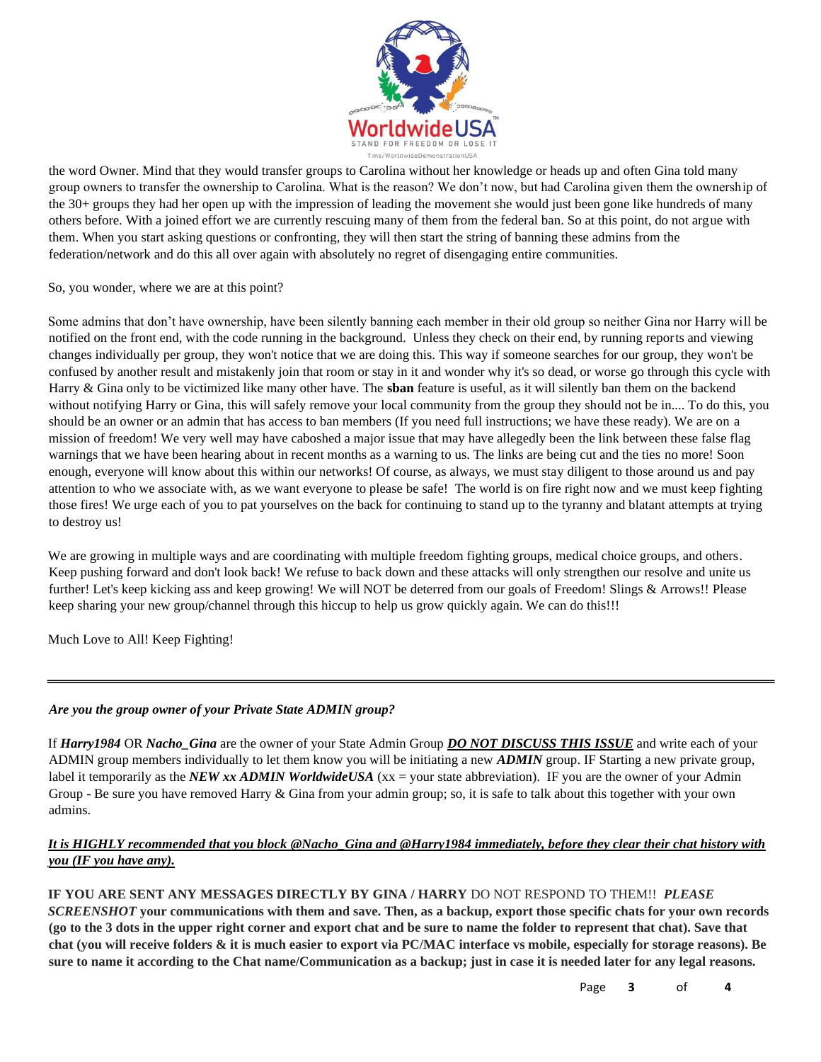the word Owner. Mind that they would transfer groups to Carolina without her knowledge or heads up and often Gina told many group owners to transfer the ownership to Carolina. What is the reason? We don't now, but had Carolina given them the ownership of the 30+ groups they had her open up with the impression of leading the movement she would just been gone like hundreds of many others before. With a joined effort we are currently rescuing many of them from the federal ban. So at this point, do not argue with them. When you start asking questions or confronting, they will then start the string of banning these admins from the federation/network and do this all over again with absolutely no regret of disengaging entire communities.

So, you wonder, where we are at this point?

Some admins that don't have ownership, have been silently banning each member in their old group so neither Gina nor Harry will be notified on the front end, with the code running in the background. Unless they check on their end, by running reports and viewing changes individually per group, they won't notice that we are doing this. This way if someone searches for our group, they won't be confused by another result and mistakenly join that room or stay in it and wonder why it's so dead, or worse go through this cycle with Harry & Gina only to be victimized like many other have. The **sban** feature is useful, as it will silently ban them on the backend without notifying Harry or Gina, this will safely remove your local community from the group they should not be in.... To do this, you should be an owner or an admin that has access to ban members (If you need full instructions; we have these ready). We are on a mission of freedom! We very well may have caboshed a major issue that may have allegedly been the link between these false flag warnings that we have been hearing about in recent months as a warning to us. The links are being cut and the ties no more! Soon enough, everyone will know about this within our networks! Of course, as always, we must stay diligent to those around us and pay attention to who we associate with, as we want everyone to please be safe! The world is on fire right now and we must keep fighting those fires! We urge each of you to pat yourselves on the back for continuing to stand up to the tyranny and blatant attempts at trying to destroy us!

We are growing in multiple ways and are coordinating with multiple freedom fighting groups, medical choice groups, and others. Keep pushing forward and don't look back! We refuse to back down and these attacks will only strengthen our resolve and unite us further! Let's keep kicking ass and keep growing! We will NOT be deterred from our goals of Freedom! Slings & Arrows!! Please keep sharing your new group/channel through this hiccup to help us grow quickly again. We can do this!!!

Much Love to All! Keep Fighting!

---

***Are you the group owner of your Private State ADMIN group?***

If ***Harry1984*** OR ***Nacho_Gina*** are the owner of your State Admin Group ***<u>DO NOT DISCUSS THIS ISSUE</u>*** and write each of your ADMIN group members individually to let them know you will be initiating a new ***ADMIN*** group. IF Starting a new private group, label it temporarily as the ***NEW xx ADMIN WorldwideUSA*** (xx = your state abbreviation). IF you are the owner of your Admin Group - Be sure you have removed Harry & Gina from your admin group; so, it is safe to talk about this together with your own admins.

***<u>It is HIGHLY recommended that you block @Nacho_Gina and @Harry1984 immediately, before they clear their chat history with you (IF you have any).</u>***

**IF YOU ARE SENT ANY MESSAGES DIRECTLY BY GINA / HARRY** DO NOT RESPOND TO THEM!! ***PLEASE SCREENSHOT*** **your communications with them and save. Then, as a backup, export those specific chats for your own records (go to the 3 dots in the upper right corner and export chat and be sure to name the folder to represent that chat). Save that chat (you will receive folders & it is much easier to export via PC/MAC interface vs mobile, especially for storage reasons). Be sure to name it according to the Chat name/Communication as a backup; just in case it is needed later for any legal reasons.**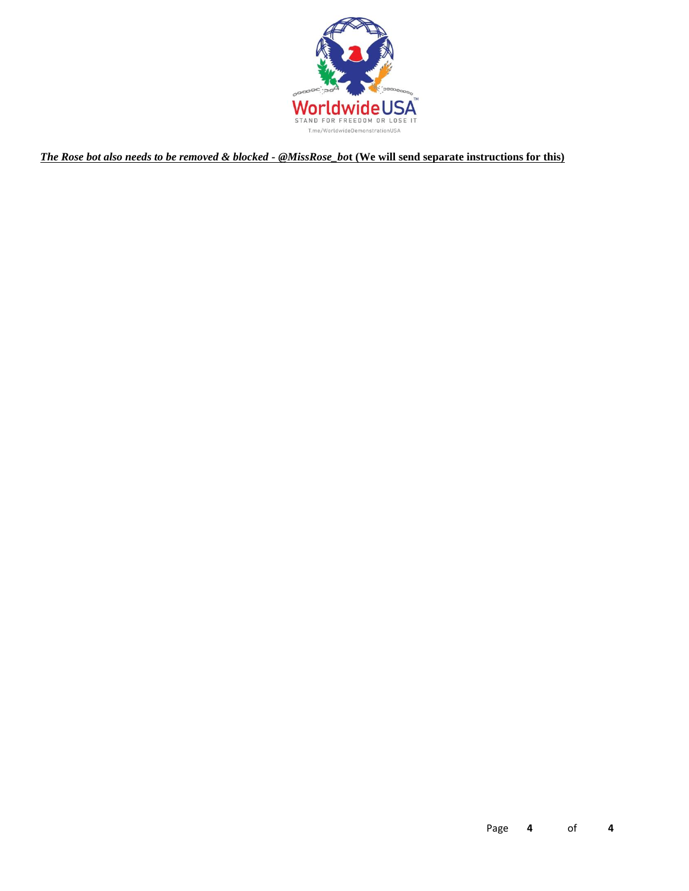***The Rose bot also needs to be removed & blocked - @MissRose_bot* (We will send separate instructions for this)**